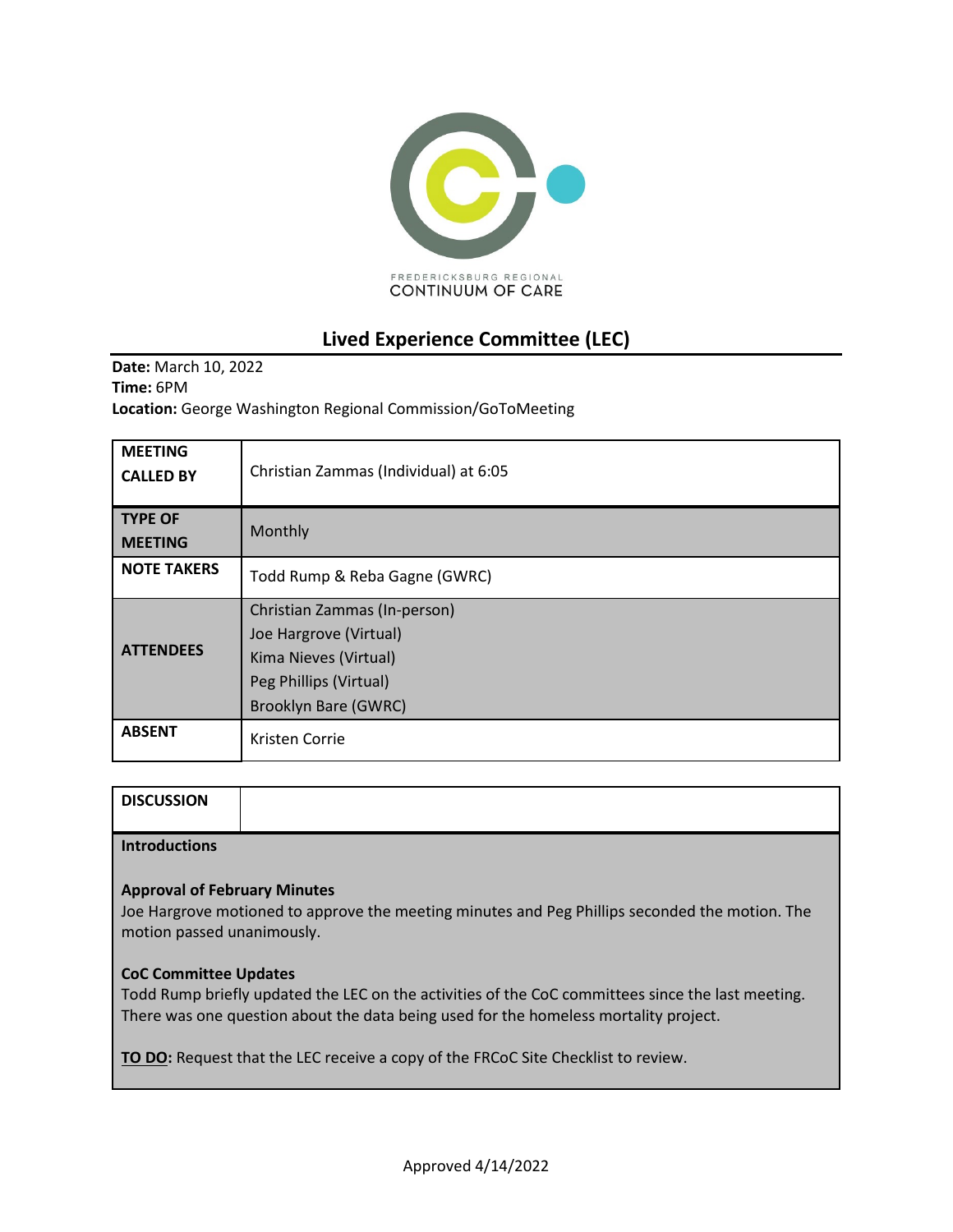FREDERICKSBURG REGIONAL
CONTINUUM OF CARE

# Lived Experience Committee (LEC)

**Date:** March 10, 2022
**Time:** 6PM
**Location:** George Washington Regional Commission/GoToMeeting

| | |
|---|---|
| **MEETING CALLED BY** | Christian Zammas (Individual) at 6:05 |
| **TYPE OF MEETING** | Monthly |
| **NOTE TAKERS** | Todd Rump & Reba Gagne (GWRC) |
| **ATTENDEES** | Christian Zammas (In-person)<br>Joe Hargrove (Virtual)<br>Kima Nieves (Virtual)<br>Peg Phillips (Virtual)<br>Brooklyn Bare (GWRC) |
| **ABSENT** | Kristen Corrie |

**DISCUSSION**

**Introductions**

**Approval of February Minutes**
Joe Hargrove motioned to approve the meeting minutes and Peg Phillips seconded the motion. The motion passed unanimously.

**CoC Committee Updates**
Todd Rump briefly updated the LEC on the activities of the CoC committees since the last meeting. There was one question about the data being used for the homeless mortality project.

**TO DO:** Request that the LEC receive a copy of the FRCoC Site Checklist to review.

Approved 4/14/2022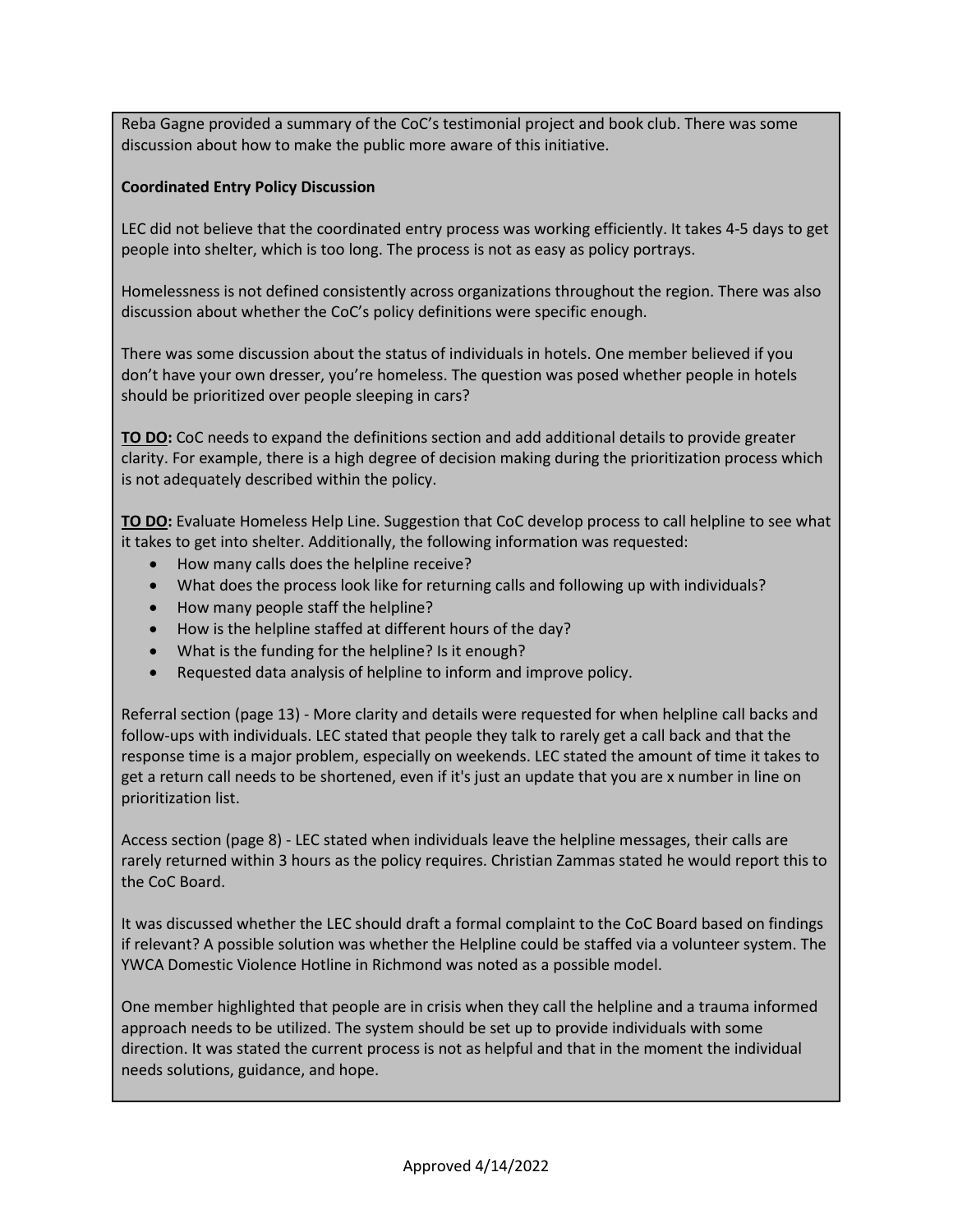Reba Gagne provided a summary of the CoC's testimonial project and book club. There was some discussion about how to make the public more aware of this initiative.

**Coordinated Entry Policy Discussion**

LEC did not believe that the coordinated entry process was working efficiently. It takes 4-5 days to get people into shelter, which is too long. The process is not as easy as policy portrays.

Homelessness is not defined consistently across organizations throughout the region. There was also discussion about whether the CoC's policy definitions were specific enough.

There was some discussion about the status of individuals in hotels. One member believed if you don't have your own dresser, you're homeless. The question was posed whether people in hotels should be prioritized over people sleeping in cars?

**TO DO:** CoC needs to expand the definitions section and add additional details to provide greater clarity. For example, there is a high degree of decision making during the prioritization process which is not adequately described within the policy.

**TO DO:** Evaluate Homeless Help Line. Suggestion that CoC develop process to call helpline to see what it takes to get into shelter. Additionally, the following information was requested:

- How many calls does the helpline receive?
- What does the process look like for returning calls and following up with individuals?
- How many people staff the helpline?
- How is the helpline staffed at different hours of the day?
- What is the funding for the helpline? Is it enough?
- Requested data analysis of helpline to inform and improve policy.

Referral section (page 13) - More clarity and details were requested for when helpline call backs and follow-ups with individuals. LEC stated that people they talk to rarely get a call back and that the response time is a major problem, especially on weekends. LEC stated the amount of time it takes to get a return call needs to be shortened, even if it's just an update that you are x number in line on prioritization list.

Access section (page 8) - LEC stated when individuals leave the helpline messages, their calls are rarely returned within 3 hours as the policy requires. Christian Zammas stated he would report this to the CoC Board.

It was discussed whether the LEC should draft a formal complaint to the CoC Board based on findings if relevant? A possible solution was whether the Helpline could be staffed via a volunteer system. The YWCA Domestic Violence Hotline in Richmond was noted as a possible model.

One member highlighted that people are in crisis when they call the helpline and a trauma informed approach needs to be utilized. The system should be set up to provide individuals with some direction. It was stated the current process is not as helpful and that in the moment the individual needs solutions, guidance, and hope.

Approved 4/14/2022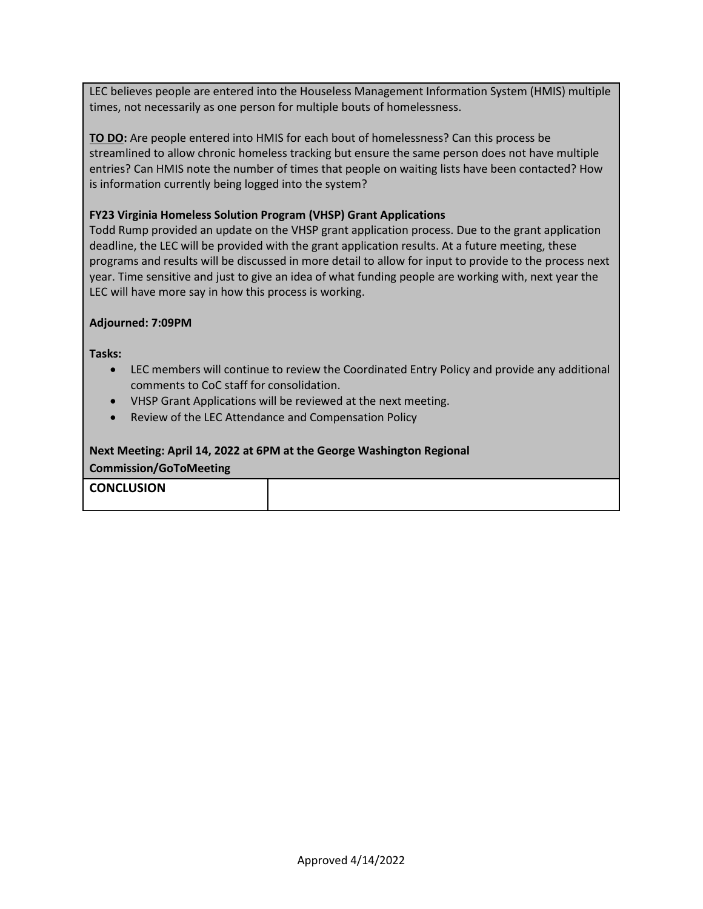LEC believes people are entered into the Houseless Management Information System (HMIS) multiple times, not necessarily as one person for multiple bouts of homelessness.

**TO DO:** Are people entered into HMIS for each bout of homelessness? Can this process be streamlined to allow chronic homeless tracking but ensure the same person does not have multiple entries? Can HMIS note the number of times that people on waiting lists have been contacted? How is information currently being logged into the system?

**FY23 Virginia Homeless Solution Program (VHSP) Grant Applications**

Todd Rump provided an update on the VHSP grant application process. Due to the grant application deadline, the LEC will be provided with the grant application results. At a future meeting, these programs and results will be discussed in more detail to allow for input to provide to the process next year. Time sensitive and just to give an idea of what funding people are working with, next year the LEC will have more say in how this process is working.

**Adjourned: 7:09PM**

**Tasks:**

- LEC members will continue to review the Coordinated Entry Policy and provide any additional comments to CoC staff for consolidation.
- VHSP Grant Applications will be reviewed at the next meeting.
- Review of the LEC Attendance and Compensation Policy

**Next Meeting: April 14, 2022 at 6PM at the George Washington Regional Commission/GoToMeeting**

| | |
|---|---|
| **CONCLUSION** | |

Approved 4/14/2022